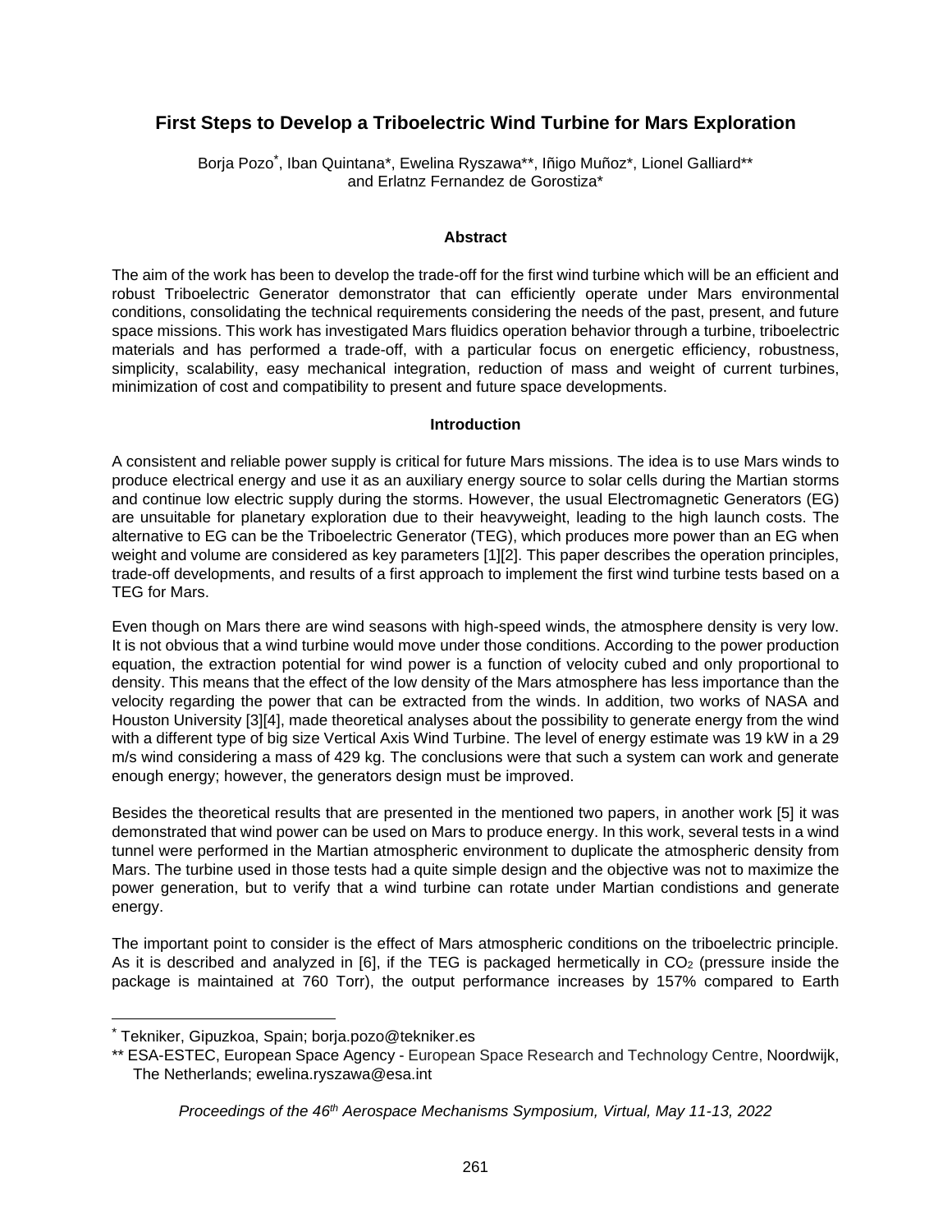# First Steps to Develop a Triboelectric Wind Turbine for Mars Exploration

Borja Pozo*, Iban Quintana*, Ewelina Ryszawa**, Iñigo Muñoz*, Lionel Galliard** and Erlatnz Fernandez de Gorostiza*

## Abstract

The aim of the work has been to develop the trade-off for the first wind turbine which will be an efficient and robust Triboelectric Generator demonstrator that can efficiently operate under Mars environmental conditions, consolidating the technical requirements considering the needs of the past, present, and future space missions. This work has investigated Mars fluidics operation behavior through a turbine, triboelectric materials and has performed a trade-off, with a particular focus on energetic efficiency, robustness, simplicity, scalability, easy mechanical integration, reduction of mass and weight of current turbines, minimization of cost and compatibility to present and future space developments.

## Introduction

A consistent and reliable power supply is critical for future Mars missions. The idea is to use Mars winds to produce electrical energy and use it as an auxiliary energy source to solar cells during the Martian storms and continue low electric supply during the storms. However, the usual Electromagnetic Generators (EG) are unsuitable for planetary exploration due to their heavyweight, leading to the high launch costs. The alternative to EG can be the Triboelectric Generator (TEG), which produces more power than an EG when weight and volume are considered as key parameters [1][2]. This paper describes the operation principles, trade-off developments, and results of a first approach to implement the first wind turbine tests based on a TEG for Mars.

Even though on Mars there are wind seasons with high-speed winds, the atmosphere density is very low. It is not obvious that a wind turbine would move under those conditions. According to the power production equation, the extraction potential for wind power is a function of velocity cubed and only proportional to density. This means that the effect of the low density of the Mars atmosphere has less importance than the velocity regarding the power that can be extracted from the winds. In addition, two works of NASA and Houston University [3][4], made theoretical analyses about the possibility to generate energy from the wind with a different type of big size Vertical Axis Wind Turbine. The level of energy estimate was 19 kW in a 29 m/s wind considering a mass of 429 kg. The conclusions were that such a system can work and generate enough energy; however, the generators design must be improved.

Besides the theoretical results that are presented in the mentioned two papers, in another work [5] it was demonstrated that wind power can be used on Mars to produce energy. In this work, several tests in a wind tunnel were performed in the Martian atmospheric environment to duplicate the atmospheric density from Mars. The turbine used in those tests had a quite simple design and the objective was not to maximize the power generation, but to verify that a wind turbine can rotate under Martian condistions and generate energy.

The important point to consider is the effect of Mars atmospheric conditions on the triboelectric principle. As it is described and analyzed in [6], if the TEG is packaged hermetically in $CO_2$ (pressure inside the package is maintained at 760 Torr), the output performance increases by 157% compared to Earth

---

* Tekniker, Gipuzkoa, Spain; borja.pozo@tekniker.es

** ESA-ESTEC, European Space Agency - European Space Research and Technology Centre, Noordwijk, The Netherlands; ewelina.ryszawa@esa.int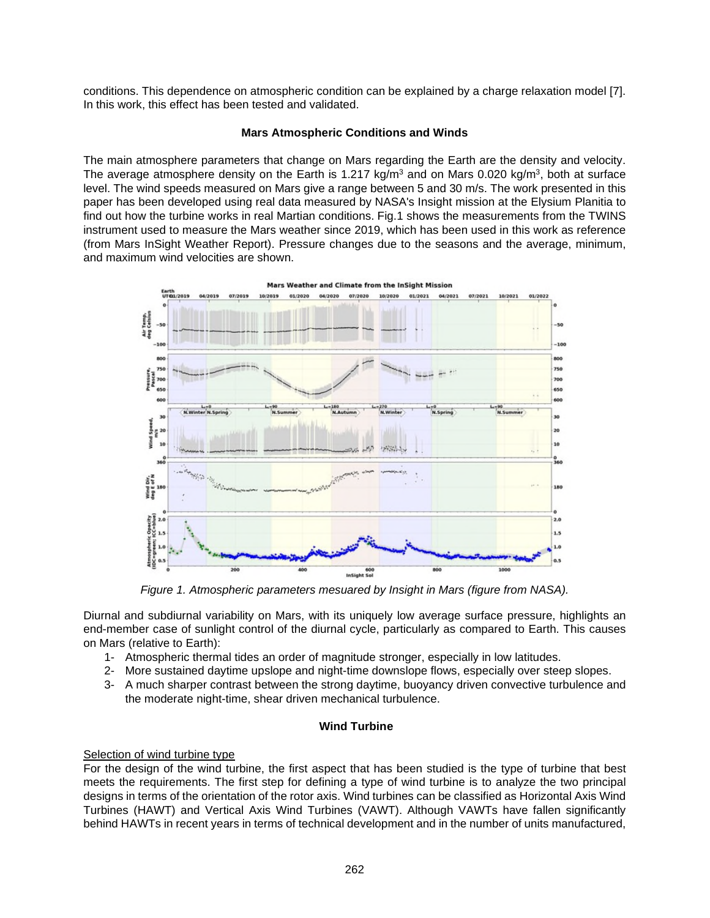conditions. This dependence on atmospheric condition can be explained by a charge relaxation model [7]. In this work, this effect has been tested and validated.

### Mars Atmospheric Conditions and Winds

The main atmosphere parameters that change on Mars regarding the Earth are the density and velocity. The average atmosphere density on the Earth is 1.217 kg/m$^3$ and on Mars 0.020 kg/m$^3$, both at surface level. The wind speeds measured on Mars give a range between 5 and 30 m/s. The work presented in this paper has been developed using real data measured by NASA's Insight mission at the Elysium Planitia to find out how the turbine works in real Martian conditions. Fig.1 shows the measurements from the TWINS instrument used to measure the Mars weather since 2019, which has been used in this work as reference (from Mars InSight Weather Report). Pressure changes due to the seasons and the average, minimum, and maximum wind velocities are shown.

*Figure 1. Atmospheric parameters mesuared by Insight in Mars (figure from NASA).*

Diurnal and subdiurnal variability on Mars, with its uniquely low average surface pressure, highlights an end-member case of sunlight control of the diurnal cycle, particularly as compared to Earth. This causes on Mars (relative to Earth):

1- Atmospheric thermal tides an order of magnitude stronger, especially in low latitudes.
2- More sustained daytime upslope and night-time downslope flows, especially over steep slopes.
3- A much sharper contrast between the strong daytime, buoyancy driven convective turbulence and the moderate night-time, shear driven mechanical turbulence.

### Wind Turbine

Selection of wind turbine type

For the design of the wind turbine, the first aspect that has been studied is the type of turbine that best meets the requirements. The first step for defining a type of wind turbine is to analyze the two principal designs in terms of the orientation of the rotor axis. Wind turbines can be classified as Horizontal Axis Wind Turbines (HAWT) and Vertical Axis Wind Turbines (VAWT). Although VAWTs have fallen significantly behind HAWTs in recent years in terms of technical development and in the number of units manufactured,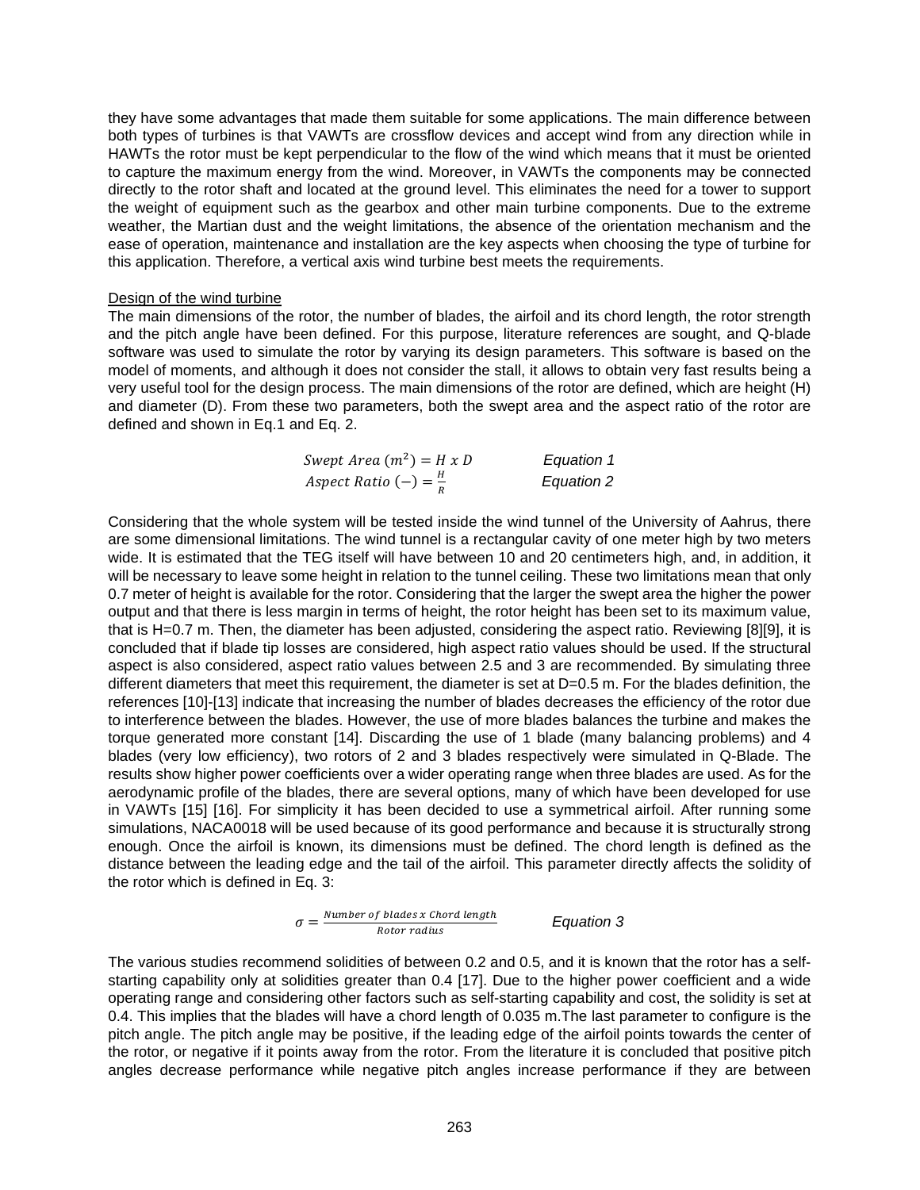they have some advantages that made them suitable for some applications. The main difference between both types of turbines is that VAWTs are crossflow devices and accept wind from any direction while in HAWTs the rotor must be kept perpendicular to the flow of the wind which means that it must be oriented to capture the maximum energy from the wind. Moreover, in VAWTs the components may be connected directly to the rotor shaft and located at the ground level. This eliminates the need for a tower to support the weight of equipment such as the gearbox and other main turbine components. Due to the extreme weather, the Martian dust and the weight limitations, the absence of the orientation mechanism and the ease of operation, maintenance and installation are the key aspects when choosing the type of turbine for this application. Therefore, a vertical axis wind turbine best meets the requirements.

Design of the wind turbine

The main dimensions of the rotor, the number of blades, the airfoil and its chord length, the rotor strength and the pitch angle have been defined. For this purpose, literature references are sought, and Q-blade software was used to simulate the rotor by varying its design parameters. This software is based on the model of moments, and although it does not consider the stall, it allows to obtain very fast results being a very useful tool for the design process. The main dimensions of the rotor are defined, which are height (H) and diameter (D). From these two parameters, both the swept area and the aspect ratio of the rotor are defined and shown in Eq.1 and Eq. 2.

$$Swept\ Area\ (m^2) = H\ x\ D \qquad \text{Equation 1}$$

$$Aspect\ Ratio\ (-) = \frac{H}{R} \qquad \text{Equation 2}$$

Considering that the whole system will be tested inside the wind tunnel of the University of Aahrus, there are some dimensional limitations. The wind tunnel is a rectangular cavity of one meter high by two meters wide. It is estimated that the TEG itself will have between 10 and 20 centimeters high, and, in addition, it will be necessary to leave some height in relation to the tunnel ceiling. These two limitations mean that only 0.7 meter of height is available for the rotor. Considering that the larger the swept area the higher the power output and that there is less margin in terms of height, the rotor height has been set to its maximum value, that is H=0.7 m. Then, the diameter has been adjusted, considering the aspect ratio. Reviewing [8][9], it is concluded that if blade tip losses are considered, high aspect ratio values should be used. If the structural aspect is also considered, aspect ratio values between 2.5 and 3 are recommended. By simulating three different diameters that meet this requirement, the diameter is set at D=0.5 m. For the blades definition, the references [10]-[13] indicate that increasing the number of blades decreases the efficiency of the rotor due to interference between the blades. However, the use of more blades balances the turbine and makes the torque generated more constant [14]. Discarding the use of 1 blade (many balancing problems) and 4 blades (very low efficiency), two rotors of 2 and 3 blades respectively were simulated in Q-Blade. The results show higher power coefficients over a wider operating range when three blades are used. As for the aerodynamic profile of the blades, there are several options, many of which have been developed for use in VAWTs [15] [16]. For simplicity it has been decided to use a symmetrical airfoil. After running some simulations, NACA0018 will be used because of its good performance and because it is structurally strong enough. Once the airfoil is known, its dimensions must be defined. The chord length is defined as the distance between the leading edge and the tail of the airfoil. This parameter directly affects the solidity of the rotor which is defined in Eq. 3:

$$\sigma = \frac{Number\ of\ blades\ x\ Chord\ length}{Rotor\ radius} \qquad \text{Equation 3}$$

The various studies recommend solidities of between 0.2 and 0.5, and it is known that the rotor has a self-starting capability only at solidities greater than 0.4 [17]. Due to the higher power coefficient and a wide operating range and considering other factors such as self-starting capability and cost, the solidity is set at 0.4. This implies that the blades will have a chord length of 0.035 m.The last parameter to configure is the pitch angle. The pitch angle may be positive, if the leading edge of the airfoil points towards the center of the rotor, or negative if it points away from the rotor. From the literature it is concluded that positive pitch angles decrease performance while negative pitch angles increase performance if they are between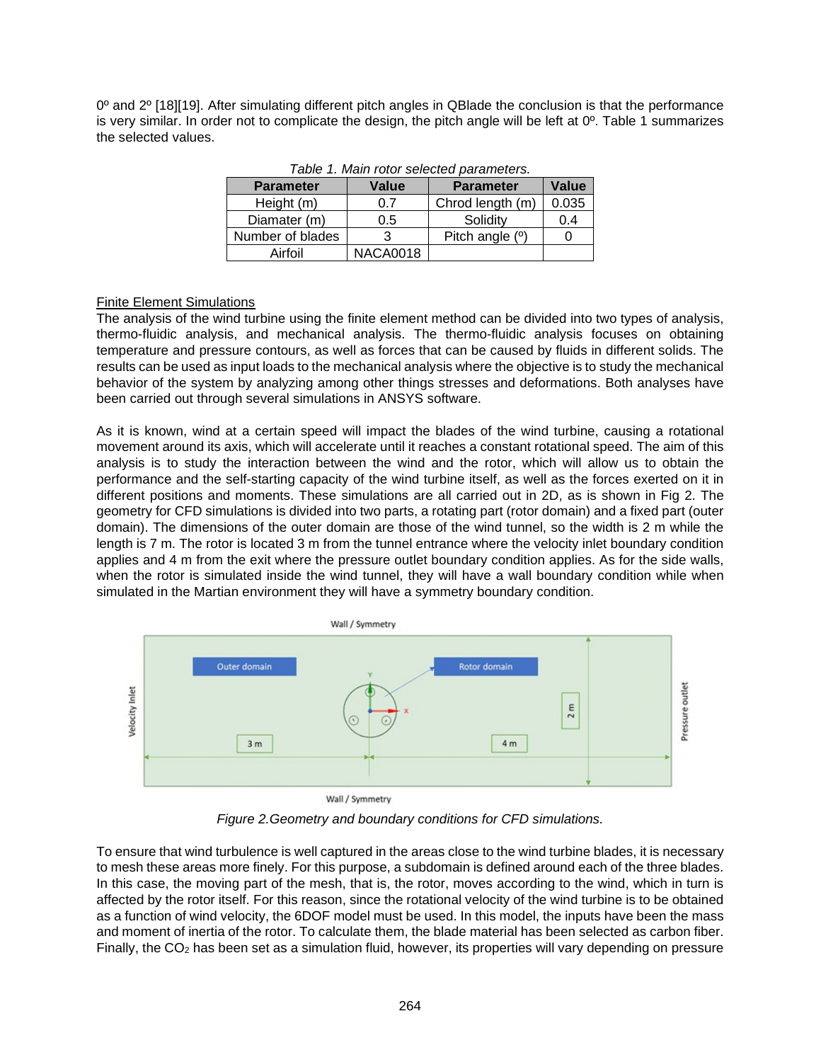0º and 2º [18][19]. After simulating different pitch angles in QBlade the conclusion is that the performance is very similar. In order not to complicate the design, the pitch angle will be left at 0º. Table 1 summarizes the selected values.

*Table 1. Main rotor selected parameters.*

| Parameter | Value | Parameter | Value |
|---|---|---|---|
| Height (m) | 0.7 | Chrod length (m) | 0.035 |
| Diamater (m) | 0.5 | Solidity | 0.4 |
| Number of blades | 3 | Pitch angle (º) | 0 |
| Airfoil | NACA0018 | | |

<u>Finite Element Simulations</u>

The analysis of the wind turbine using the finite element method can be divided into two types of analysis, thermo-fluidic analysis, and mechanical analysis. The thermo-fluidic analysis focuses on obtaining temperature and pressure contours, as well as forces that can be caused by fluids in different solids. The results can be used as input loads to the mechanical analysis where the objective is to study the mechanical behavior of the system by analyzing among other things stresses and deformations. Both analyses have been carried out through several simulations in ANSYS software.

As it is known, wind at a certain speed will impact the blades of the wind turbine, causing a rotational movement around its axis, which will accelerate until it reaches a constant rotational speed. The aim of this analysis is to study the interaction between the wind and the rotor, which will allow us to obtain the performance and the self-starting capacity of the wind turbine itself, as well as the forces exerted on it in different positions and moments. These simulations are all carried out in 2D, as is shown in Fig 2. The geometry for CFD simulations is divided into two parts, a rotating part (rotor domain) and a fixed part (outer domain). The dimensions of the outer domain are those of the wind tunnel, so the width is 2 m while the length is 7 m. The rotor is located 3 m from the tunnel entrance where the velocity inlet boundary condition applies and 4 m from the exit where the pressure outlet boundary condition applies. As for the side walls, when the rotor is simulated inside the wind tunnel, they will have a wall boundary condition while when simulated in the Martian environment they will have a symmetry boundary condition.

*Figure 2.Geometry and boundary conditions for CFD simulations.*

To ensure that wind turbulence is well captured in the areas close to the wind turbine blades, it is necessary to mesh these areas more finely. For this purpose, a subdomain is defined around each of the three blades. In this case, the moving part of the mesh, that is, the rotor, moves according to the wind, which in turn is affected by the rotor itself. For this reason, since the rotational velocity of the wind turbine is to be obtained as a function of wind velocity, the 6DOF model must be used. In this model, the inputs have been the mass and moment of inertia of the rotor. To calculate them, the blade material has been selected as carbon fiber. Finally, the $CO_2$ has been set as a simulation fluid, however, its properties will vary depending on pressure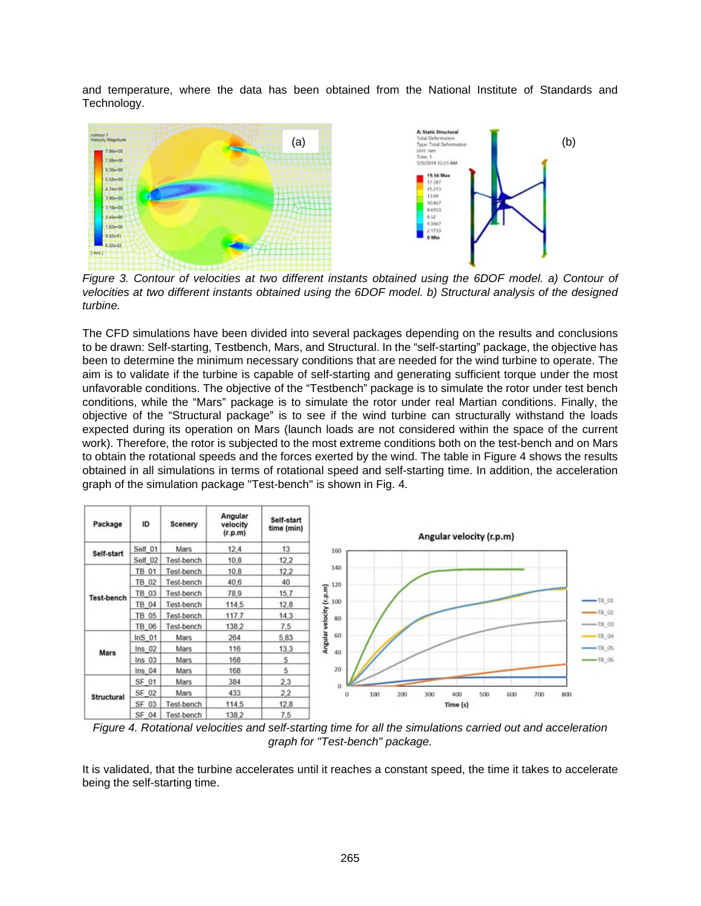and temperature, where the data has been obtained from the National Institute of Standards and Technology.

*Figure 3. Contour of velocities at two different instants obtained using the 6DOF model. a) Contour of velocities at two different instants obtained using the 6DOF model. b) Structural analysis of the designed turbine.*

The CFD simulations have been divided into several packages depending on the results and conclusions to be drawn: Self-starting, Testbench, Mars, and Structural. In the "self-starting" package, the objective has been to determine the minimum necessary conditions that are needed for the wind turbine to operate. The aim is to validate if the turbine is capable of self-starting and generating sufficient torque under the most unfavorable conditions. The objective of the "Testbench" package is to simulate the rotor under test bench conditions, while the "Mars" package is to simulate the rotor under real Martian conditions. Finally, the objective of the "Structural package" is to see if the wind turbine can structurally withstand the loads expected during its operation on Mars (launch loads are not considered within the space of the current work). Therefore, the rotor is subjected to the most extreme conditions both on the test-bench and on Mars to obtain the rotational speeds and the forces exerted by the wind. The table in Figure 4 shows the results obtained in all simulations in terms of rotational speed and self-starting time. In addition, the acceleration graph of the simulation package "Test-bench" is shown in Fig. 4.

| Package | ID | Scenery | Angular velocity (r.p.m) | Self-start time (min) |
|---|---|---|---|---|
| Self-start | Self_01 | Mars | 12,4 | 13 |
| | Self_02 | Test-bench | 10,8 | 12,2 |
| Test-bench | TB_01 | Test-bench | 10,8 | 12,2 |
| | TB_02 | Test-bench | 40,6 | 40 |
| | TB_03 | Test-bench | 78,9 | 15,7 |
| | TB_04 | Test-bench | 114,5 | 12,8 |
| | TB_05 | Test-bench | 117,7 | 14,3 |
| | TB_06 | Test-bench | 138,2 | 7,5 |
| Mars | InS_01 | Mars | 264 | 5,83 |
| | Ins_02 | Mars | 116 | 13,3 |
| | Ins_03 | Mars | 168 | 5 |
| | Ins_04 | Mars | 168 | 5 |
| Structural | SF_01 | Mars | 384 | 2,3 |
| | SF_02 | Mars | 433 | 2,2 |
| | SF_03 | Test-bench | 114,5 | 12,8 |
| | SF_04 | Test-bench | 138,2 | 7,5 |

*Figure 4. Rotational velocities and self-starting time for all the simulations carried out and acceleration graph for "Test-bench" package.*

It is validated, that the turbine accelerates until it reaches a constant speed, the time it takes to accelerate being the self-starting time.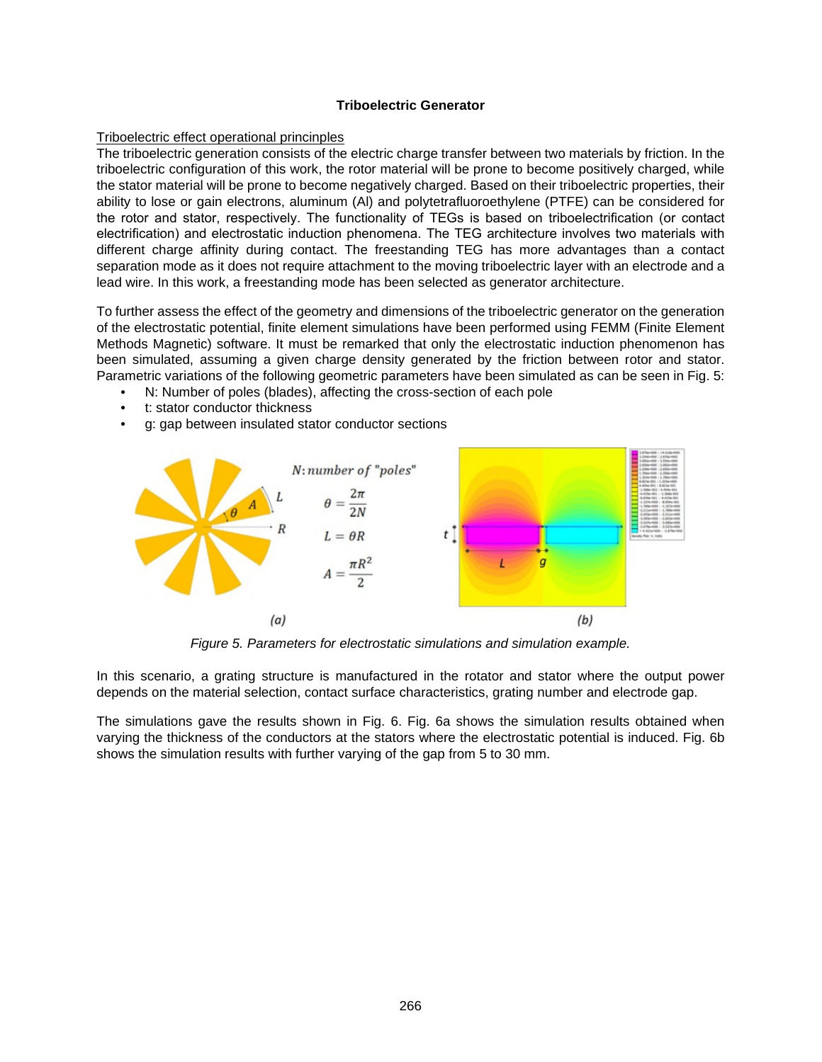**Triboelectric Generator**

Triboelectric effect operational princinples

The triboelectric generation consists of the electric charge transfer between two materials by friction. In the triboelectric configuration of this work, the rotor material will be prone to become positively charged, while the stator material will be prone to become negatively charged. Based on their triboelectric properties, their ability to lose or gain electrons, aluminum (Al) and polytetrafluoroethylene (PTFE) can be considered for the rotor and stator, respectively. The functionality of TEGs is based on triboelectrification (or contact electrification) and electrostatic induction phenomena. The TEG architecture involves two materials with different charge affinity during contact. The freestanding TEG has more advantages than a contact separation mode as it does not require attachment to the moving triboelectric layer with an electrode and a lead wire. In this work, a freestanding mode has been selected as generator architecture.

To further assess the effect of the geometry and dimensions of the triboelectric generator on the generation of the electrostatic potential, finite element simulations have been performed using FEMM (Finite Element Methods Magnetic) software. It must be remarked that only the electrostatic induction phenomenon has been simulated, assuming a given charge density generated by the friction between rotor and stator. Parametric variations of the following geometric parameters have been simulated as can be seen in Fig. 5:

- N: Number of poles (blades), affecting the cross-section of each pole
- t: stator conductor thickness
- g: gap between insulated stator conductor sections

$N$: number of "poles"

$$\theta = \frac{2\pi}{2N}$$

$$L = \theta R$$

$$A = \frac{\pi R^2}{2}$$

(a) (b)

*Figure 5. Parameters for electrostatic simulations and simulation example.*

In this scenario, a grating structure is manufactured in the rotator and stator where the output power depends on the material selection, contact surface characteristics, grating number and electrode gap.

The simulations gave the results shown in Fig. 6. Fig. 6a shows the simulation results obtained when varying the thickness of the conductors at the stators where the electrostatic potential is induced. Fig. 6b shows the simulation results with further varying of the gap from 5 to 30 mm.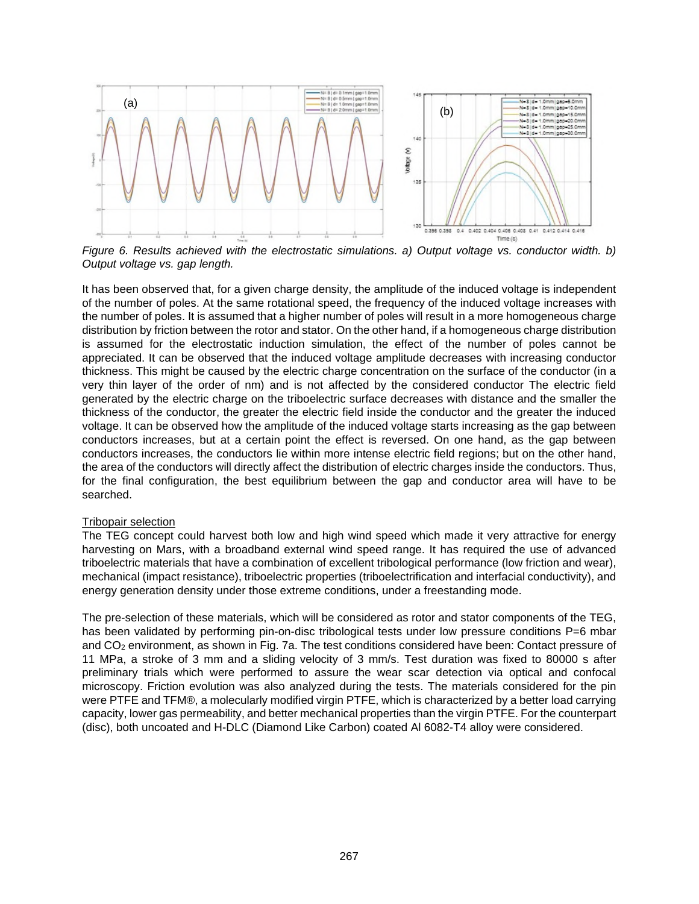*Figure 6. Results achieved with the electrostatic simulations. a) Output voltage vs. conductor width. b) Output voltage vs. gap length.*

It has been observed that, for a given charge density, the amplitude of the induced voltage is independent of the number of poles. At the same rotational speed, the frequency of the induced voltage increases with the number of poles. It is assumed that a higher number of poles will result in a more homogeneous charge distribution by friction between the rotor and stator. On the other hand, if a homogeneous charge distribution is assumed for the electrostatic induction simulation, the effect of the number of poles cannot be appreciated. It can be observed that the induced voltage amplitude decreases with increasing conductor thickness. This might be caused by the electric charge concentration on the surface of the conductor (in a very thin layer of the order of nm) and is not affected by the considered conductor The electric field generated by the electric charge on the triboelectric surface decreases with distance and the smaller the thickness of the conductor, the greater the electric field inside the conductor and the greater the induced voltage. It can be observed how the amplitude of the induced voltage starts increasing as the gap between conductors increases, but at a certain point the effect is reversed. On one hand, as the gap between conductors increases, the conductors lie within more intense electric field regions; but on the other hand, the area of the conductors will directly affect the distribution of electric charges inside the conductors. Thus, for the final configuration, the best equilibrium between the gap and conductor area will have to be searched.

Tribopair selection

The TEG concept could harvest both low and high wind speed which made it very attractive for energy harvesting on Mars, with a broadband external wind speed range. It has required the use of advanced triboelectric materials that have a combination of excellent tribological performance (low friction and wear), mechanical (impact resistance), triboelectric properties (triboelectrification and interfacial conductivity), and energy generation density under those extreme conditions, under a freestanding mode.

The pre-selection of these materials, which will be considered as rotor and stator components of the TEG, has been validated by performing pin-on-disc tribological tests under low pressure conditions P=6 mbar and $CO_2$ environment, as shown in Fig. 7a. The test conditions considered have been: Contact pressure of 11 MPa, a stroke of 3 mm and a sliding velocity of 3 mm/s. Test duration was fixed to 80000 s after preliminary trials which were performed to assure the wear scar detection via optical and confocal microscopy. Friction evolution was also analyzed during the tests. The materials considered for the pin were PTFE and TFM®, a molecularly modified virgin PTFE, which is characterized by a better load carrying capacity, lower gas permeability, and better mechanical properties than the virgin PTFE. For the counterpart (disc), both uncoated and H-DLC (Diamond Like Carbon) coated Al 6082-T4 alloy were considered.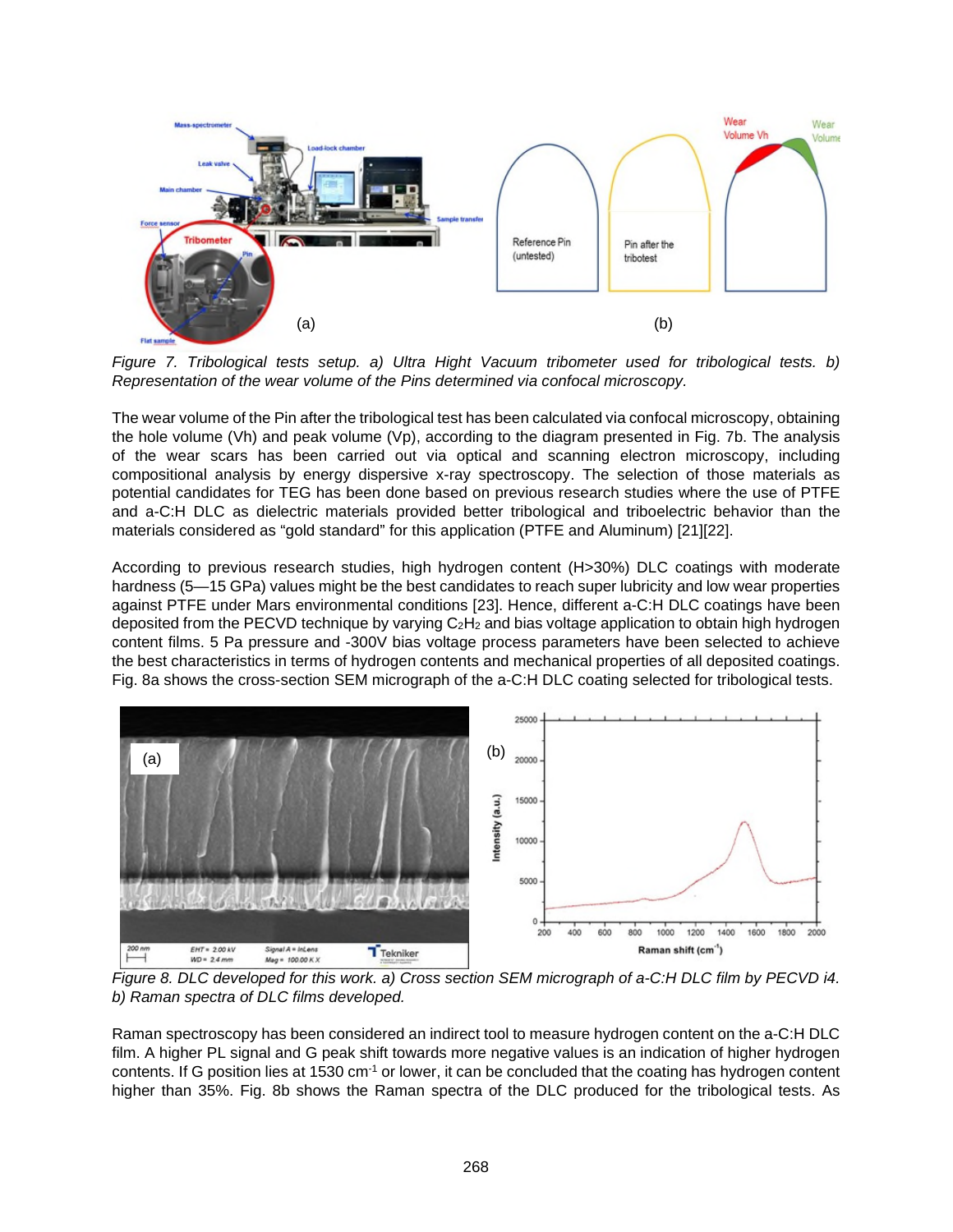*Figure 7. Tribological tests setup. a) Ultra Hight Vacuum tribometer used for tribological tests. b) Representation of the wear volume of the Pins determined via confocal microscopy.*

The wear volume of the Pin after the tribological test has been calculated via confocal microscopy, obtaining the hole volume (Vh) and peak volume (Vp), according to the diagram presented in Fig. 7b. The analysis of the wear scars has been carried out via optical and scanning electron microscopy, including compositional analysis by energy dispersive x-ray spectroscopy. The selection of those materials as potential candidates for TEG has been done based on previous research studies where the use of PTFE and a-C:H DLC as dielectric materials provided better tribological and triboelectric behavior than the materials considered as "gold standard" for this application (PTFE and Aluminum) [21][22].

According to previous research studies, high hydrogen content (H>30%) DLC coatings with moderate hardness (5—15 GPa) values might be the best candidates to reach super lubricity and low wear properties against PTFE under Mars environmental conditions [23]. Hence, different a-C:H DLC coatings have been deposited from the PECVD technique by varying $C_2H_2$ and bias voltage application to obtain high hydrogen content films. 5 Pa pressure and -300V bias voltage process parameters have been selected to achieve the best characteristics in terms of hydrogen contents and mechanical properties of all deposited coatings. Fig. 8a shows the cross-section SEM micrograph of the a-C:H DLC coating selected for tribological tests.

*Figure 8. DLC developed for this work. a) Cross section SEM micrograph of a-C:H DLC film by PECVD i4. b) Raman spectra of DLC films developed.*

Raman spectroscopy has been considered an indirect tool to measure hydrogen content on the a-C:H DLC film. A higher PL signal and G peak shift towards more negative values is an indication of higher hydrogen contents. If G position lies at 1530 cm$^{-1}$ or lower, it can be concluded that the coating has hydrogen content higher than 35%. Fig. 8b shows the Raman spectra of the DLC produced for the tribological tests. As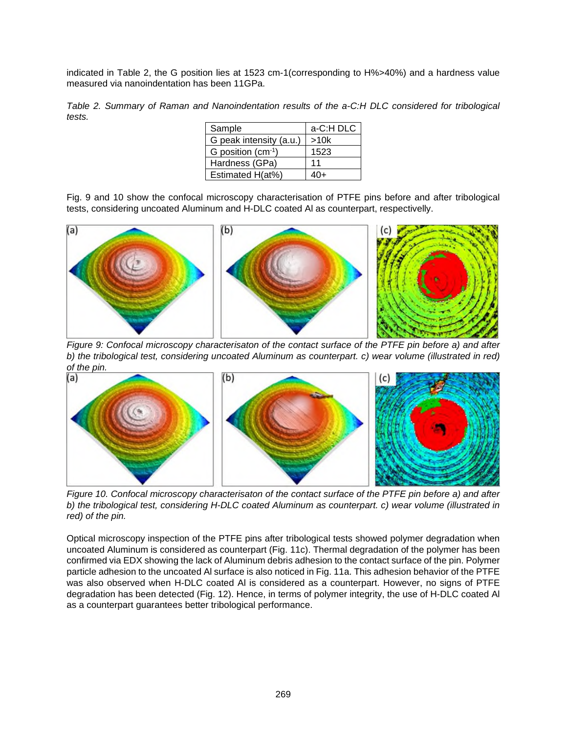indicated in Table 2, the G position lies at 1523 cm-1(corresponding to H%>40%) and a hardness value measured via nanoindentation has been 11GPa.

*Table 2. Summary of Raman and Nanoindentation results of the a-C:H DLC considered for tribological tests.*

| Sample | a-C:H DLC |
|---|---|
| G peak intensity (a.u.) | >10k |
| G position ($cm^{-1}$) | 1523 |
| Hardness (GPa) | 11 |
| Estimated H(at%) | 40+ |

Fig. 9 and 10 show the confocal microscopy characterisation of PTFE pins before and after tribological tests, considering uncoated Aluminum and H-DLC coated Al as counterpart, respectivelly.

*Figure 9: Confocal microscopy characterisaton of the contact surface of the PTFE pin before a) and after b) the tribological test, considering uncoated Aluminum as counterpart. c) wear volume (illustrated in red) of the pin.*

*Figure 10. Confocal microscopy characterisaton of the contact surface of the PTFE pin before a) and after b) the tribological test, considering H-DLC coated Aluminum as counterpart. c) wear volume (illustrated in red) of the pin.*

Optical microscopy inspection of the PTFE pins after tribological tests showed polymer degradation when uncoated Aluminum is considered as counterpart (Fig. 11c). Thermal degradation of the polymer has been confirmed via EDX showing the lack of Aluminum debris adhesion to the contact surface of the pin. Polymer particle adhesion to the uncoated Al surface is also noticed in Fig. 11a. This adhesion behavior of the PTFE was also observed when H-DLC coated Al is considered as a counterpart. However, no signs of PTFE degradation has been detected (Fig. 12). Hence, in terms of polymer integrity, the use of H-DLC coated Al as a counterpart guarantees better tribological performance.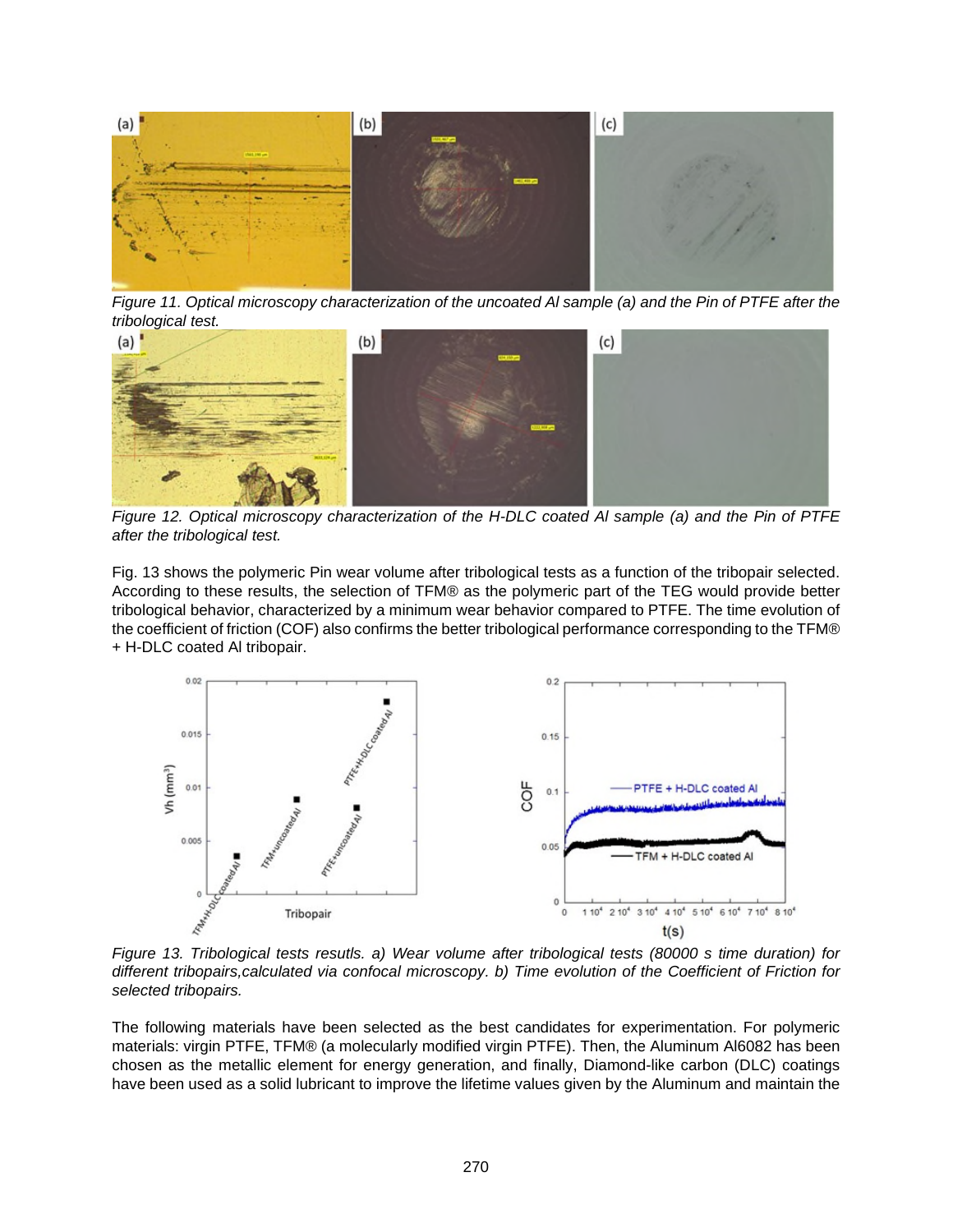*Figure 11. Optical microscopy characterization of the uncoated Al sample (a) and the Pin of PTFE after the tribological test.*

*Figure 12. Optical microscopy characterization of the H-DLC coated Al sample (a) and the Pin of PTFE after the tribological test.*

Fig. 13 shows the polymeric Pin wear volume after tribological tests as a function of the tribopair selected. According to these results, the selection of TFM® as the polymeric part of the TEG would provide better tribological behavior, characterized by a minimum wear behavior compared to PTFE. The time evolution of the coefficient of friction (COF) also confirms the better tribological performance corresponding to the TFM® + H-DLC coated Al tribopair.

*Figure 13. Tribological tests resutls. a) Wear volume after tribological tests (80000 s time duration) for different tribopairs,calculated via confocal microscopy. b) Time evolution of the Coefficient of Friction for selected tribopairs.*

The following materials have been selected as the best candidates for experimentation. For polymeric materials: virgin PTFE, TFM® (a molecularly modified virgin PTFE). Then, the Aluminum Al6082 has been chosen as the metallic element for energy generation, and finally, Diamond-like carbon (DLC) coatings have been used as a solid lubricant to improve the lifetime values given by the Aluminum and maintain the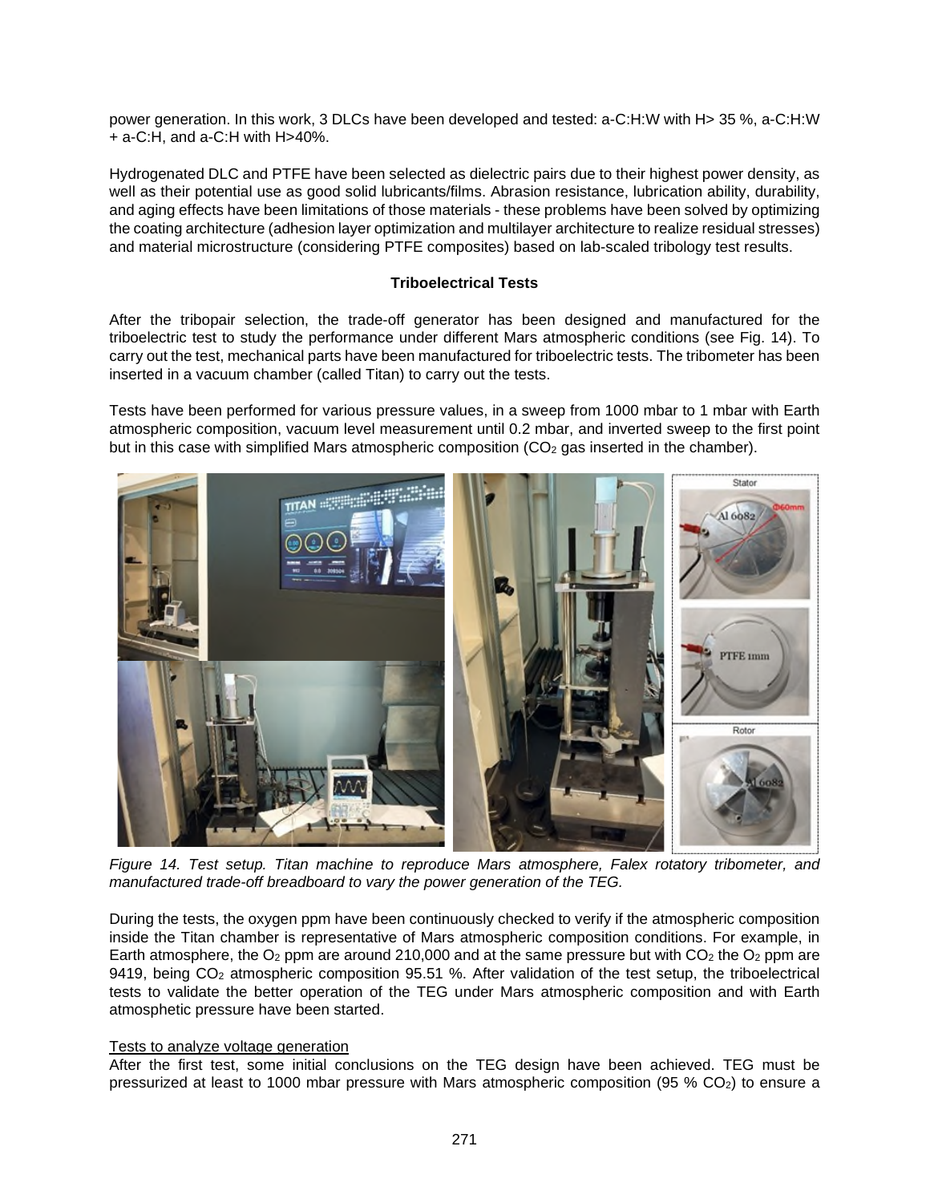power generation. In this work, 3 DLCs have been developed and tested: a-C:H:W with H> 35 %, a-C:H:W + a-C:H, and a-C:H with H>40%.

Hydrogenated DLC and PTFE have been selected as dielectric pairs due to their highest power density, as well as their potential use as good solid lubricants/films. Abrasion resistance, lubrication ability, durability, and aging effects have been limitations of those materials - these problems have been solved by optimizing the coating architecture (adhesion layer optimization and multilayer architecture to realize residual stresses) and material microstructure (considering PTFE composites) based on lab-scaled tribology test results.

## Triboelectrical Tests

After the tribopair selection, the trade-off generator has been designed and manufactured for the triboelectric test to study the performance under different Mars atmospheric conditions (see Fig. 14). To carry out the test, mechanical parts have been manufactured for triboelectric tests. The tribometer has been inserted in a vacuum chamber (called Titan) to carry out the tests.

Tests have been performed for various pressure values, in a sweep from 1000 mbar to 1 mbar with Earth atmospheric composition, vacuum level measurement until 0.2 mbar, and inverted sweep to the first point but in this case with simplified Mars atmospheric composition ($CO_2$ gas inserted in the chamber).

*Figure 14. Test setup. Titan machine to reproduce Mars atmosphere, Falex rotatory tribometer, and manufactured trade-off breadboard to vary the power generation of the TEG.*

During the tests, the oxygen ppm have been continuously checked to verify if the atmospheric composition inside the Titan chamber is representative of Mars atmospheric composition conditions. For example, in Earth atmosphere, the $O_2$ ppm are around 210,000 and at the same pressure but with $CO_2$ the $O_2$ ppm are 9419, being $CO_2$ atmospheric composition 95.51 %. After validation of the test setup, the triboelectrical tests to validate the better operation of the TEG under Mars atmospheric composition and with Earth atmosphetic pressure have been started.

### Tests to analyze voltage generation

After the first test, some initial conclusions on the TEG design have been achieved. TEG must be pressurized at least to 1000 mbar pressure with Mars atmospheric composition (95 % $CO_2$) to ensure a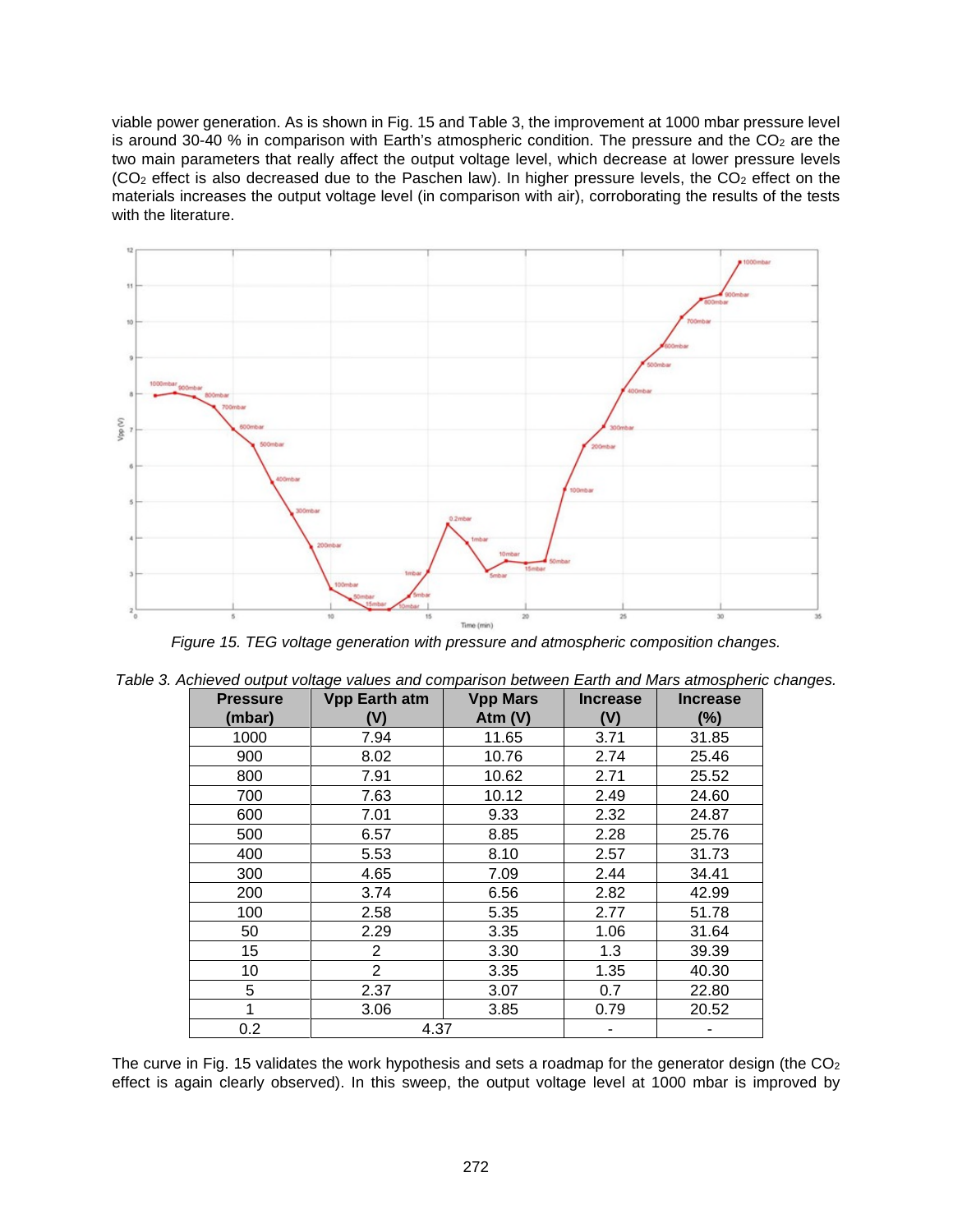viable power generation. As is shown in Fig. 15 and Table 3, the improvement at 1000 mbar pressure level is around 30-40 % in comparison with Earth's atmospheric condition. The pressure and the $CO_2$ are the two main parameters that really affect the output voltage level, which decrease at lower pressure levels ($CO_2$ effect is also decreased due to the Paschen law). In higher pressure levels, the $CO_2$ effect on the materials increases the output voltage level (in comparison with air), corroborating the results of the tests with the literature.

*Figure 15. TEG voltage generation with pressure and atmospheric composition changes.*

*Table 3. Achieved output voltage values and comparison between Earth and Mars atmospheric changes.*

| Pressure (mbar) | Vpp Earth atm (V) | Vpp Mars Atm (V) | Increase (V) | Increase (%) |
|---|---|---|---|---|
| 1000 | 7.94 | 11.65 | 3.71 | 31.85 |
| 900 | 8.02 | 10.76 | 2.74 | 25.46 |
| 800 | 7.91 | 10.62 | 2.71 | 25.52 |
| 700 | 7.63 | 10.12 | 2.49 | 24.60 |
| 600 | 7.01 | 9.33 | 2.32 | 24.87 |
| 500 | 6.57 | 8.85 | 2.28 | 25.76 |
| 400 | 5.53 | 8.10 | 2.57 | 31.73 |
| 300 | 4.65 | 7.09 | 2.44 | 34.41 |
| 200 | 3.74 | 6.56 | 2.82 | 42.99 |
| 100 | 2.58 | 5.35 | 2.77 | 51.78 |
| 50 | 2.29 | 3.35 | 1.06 | 31.64 |
| 15 | 2 | 3.30 | 1.3 | 39.39 |
| 10 | 2 | 3.35 | 1.35 | 40.30 |
| 5 | 2.37 | 3.07 | 0.7 | 22.80 |
| 1 | 3.06 | 3.85 | 0.79 | 20.52 |
| 0.2 | 4.37 | | - | - |

The curve in Fig. 15 validates the work hypothesis and sets a roadmap for the generator design (the $CO_2$ effect is again clearly observed). In this sweep, the output voltage level at 1000 mbar is improved by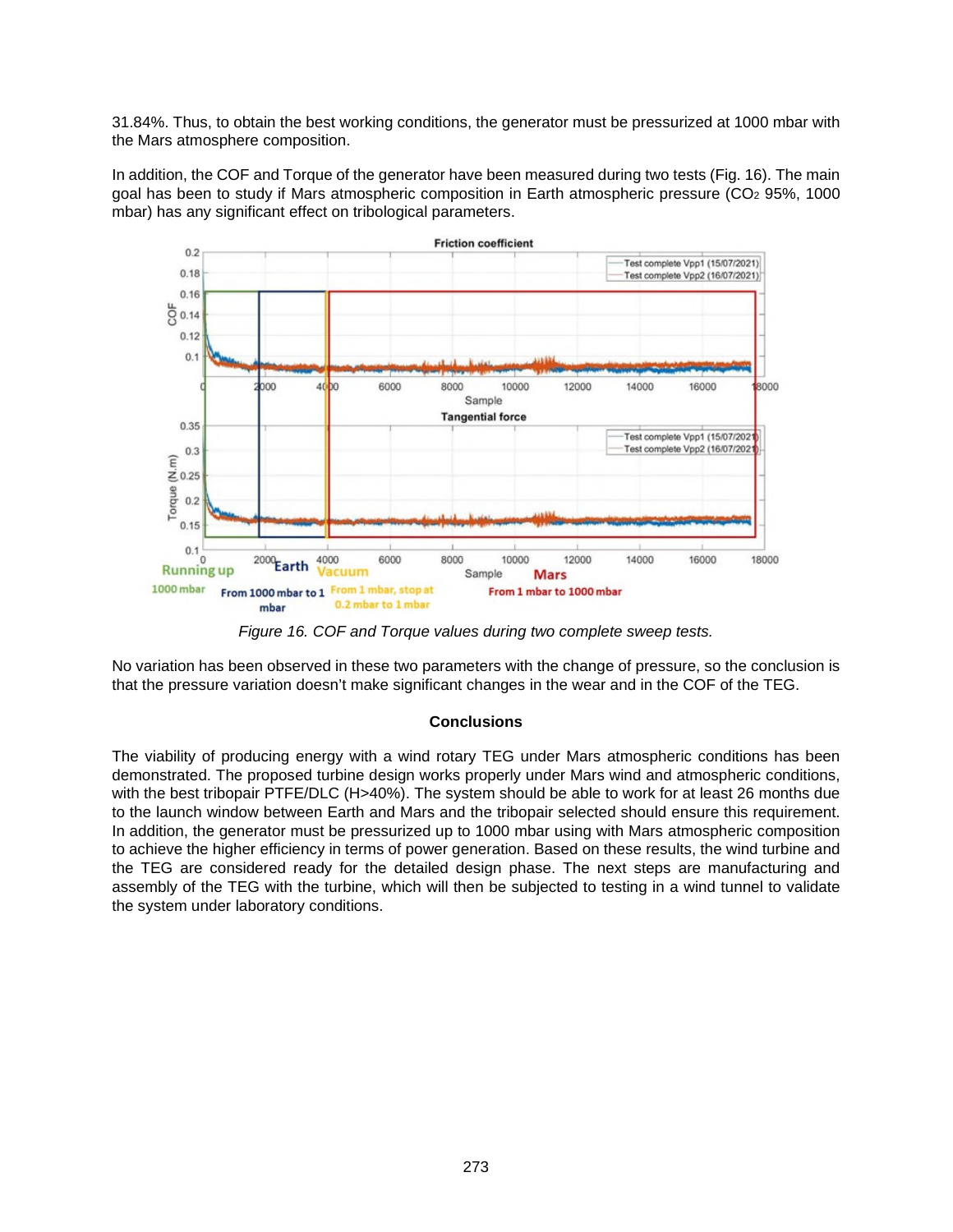31.84%. Thus, to obtain the best working conditions, the generator must be pressurized at 1000 mbar with the Mars atmosphere composition.

In addition, the COF and Torque of the generator have been measured during two tests (Fig. 16). The main goal has been to study if Mars atmospheric composition in Earth atmospheric pressure ($CO_2$ 95%, 1000 mbar) has any significant effect on tribological parameters.

*Figure 16. COF and Torque values during two complete sweep tests.*

No variation has been observed in these two parameters with the change of pressure, so the conclusion is that the pressure variation doesn't make significant changes in the wear and in the COF of the TEG.

## Conclusions

The viability of producing energy with a wind rotary TEG under Mars atmospheric conditions has been demonstrated. The proposed turbine design works properly under Mars wind and atmospheric conditions, with the best tribopair PTFE/DLC (H>40%). The system should be able to work for at least 26 months due to the launch window between Earth and Mars and the tribopair selected should ensure this requirement. In addition, the generator must be pressurized up to 1000 mbar using with Mars atmospheric composition to achieve the higher efficiency in terms of power generation. Based on these results, the wind turbine and the TEG are considered ready for the detailed design phase. The next steps are manufacturing and assembly of the TEG with the turbine, which will then be subjected to testing in a wind tunnel to validate the system under laboratory conditions.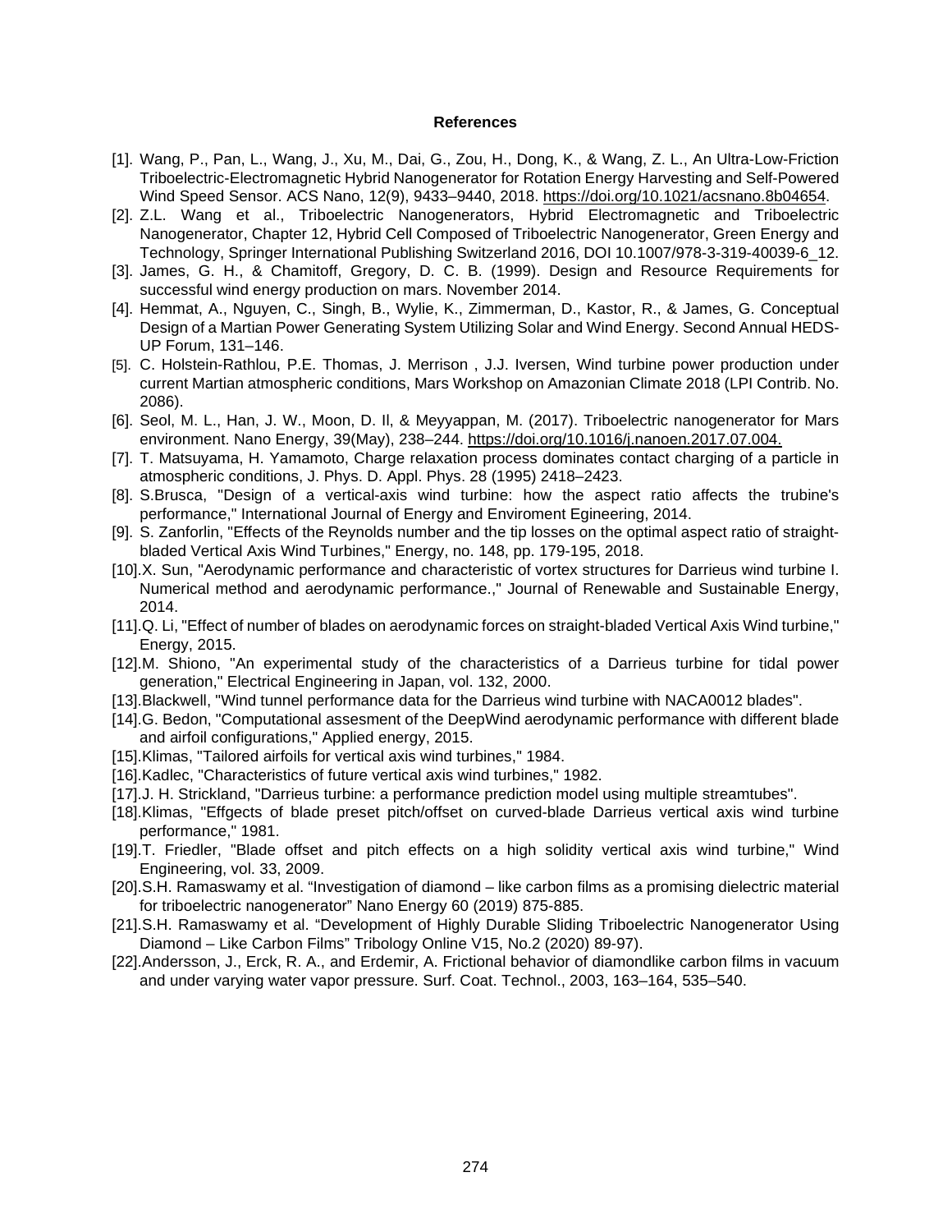# References

[1]. Wang, P., Pan, L., Wang, J., Xu, M., Dai, G., Zou, H., Dong, K., & Wang, Z. L., An Ultra-Low-Friction Triboelectric-Electromagnetic Hybrid Nanogenerator for Rotation Energy Harvesting and Self-Powered Wind Speed Sensor. ACS Nano, 12(9), 9433–9440, 2018. https://doi.org/10.1021/acsnano.8b04654.

[2]. Z.L. Wang et al., Triboelectric Nanogenerators, Hybrid Electromagnetic and Triboelectric Nanogenerator, Chapter 12, Hybrid Cell Composed of Triboelectric Nanogenerator, Green Energy and Technology, Springer International Publishing Switzerland 2016, DOI 10.1007/978-3-319-40039-6_12.

[3]. James, G. H., & Chamitoff, Gregory, D. C. B. (1999). Design and Resource Requirements for successful wind energy production on mars. November 2014.

[4]. Hemmat, A., Nguyen, C., Singh, B., Wylie, K., Zimmerman, D., Kastor, R., & James, G. Conceptual Design of a Martian Power Generating System Utilizing Solar and Wind Energy. Second Annual HEDS-UP Forum, 131–146.

[5]. C. Holstein-Rathlou, P.E. Thomas, J. Merrison , J.J. Iversen, Wind turbine power production under current Martian atmospheric conditions, Mars Workshop on Amazonian Climate 2018 (LPI Contrib. No. 2086).

[6]. Seol, M. L., Han, J. W., Moon, D. Il, & Meyyappan, M. (2017). Triboelectric nanogenerator for Mars environment. Nano Energy, 39(May), 238–244. https://doi.org/10.1016/j.nanoen.2017.07.004.

[7]. T. Matsuyama, H. Yamamoto, Charge relaxation process dominates contact charging of a particle in atmospheric conditions, J. Phys. D. Appl. Phys. 28 (1995) 2418–2423.

[8]. S.Brusca, "Design of a vertical-axis wind turbine: how the aspect ratio affects the trubine's performance," International Journal of Energy and Enviroment Egineering, 2014.

[9]. S. Zanforlin, "Effects of the Reynolds number and the tip losses on the optimal aspect ratio of straight-bladed Vertical Axis Wind Turbines," Energy, no. 148, pp. 179-195, 2018.

[10].X. Sun, "Aerodynamic performance and characteristic of vortex structures for Darrieus wind turbine I. Numerical method and aerodynamic performance.," Journal of Renewable and Sustainable Energy, 2014.

[11].Q. Li, "Effect of number of blades on aerodynamic forces on straight-bladed Vertical Axis Wind turbine," Energy, 2015.

[12].M. Shiono, "An experimental study of the characteristics of a Darrieus turbine for tidal power generation," Electrical Engineering in Japan, vol. 132, 2000.

[13].Blackwell, "Wind tunnel performance data for the Darrieus wind turbine with NACA0012 blades".

[14].G. Bedon, "Computational assesment of the DeepWind aerodynamic performance with different blade and airfoil configurations," Applied energy, 2015.

[15].Klimas, "Tailored airfoils for vertical axis wind turbines," 1984.

[16].Kadlec, "Characteristics of future vertical axis wind turbines," 1982.

[17].J. H. Strickland, "Darrieus turbine: a performance prediction model using multiple streamtubes".

[18].Klimas, "Effgects of blade preset pitch/offset on curved-blade Darrieus vertical axis wind turbine performance," 1981.

[19].T. Friedler, "Blade offset and pitch effects on a high solidity vertical axis wind turbine," Wind Engineering, vol. 33, 2009.

[20].S.H. Ramaswamy et al. "Investigation of diamond – like carbon films as a promising dielectric material for triboelectric nanogenerator" Nano Energy 60 (2019) 875-885.

[21].S.H. Ramaswamy et al. "Development of Highly Durable Sliding Triboelectric Nanogenerator Using Diamond – Like Carbon Films" Tribology Online V15, No.2 (2020) 89-97).

[22].Andersson, J., Erck, R. A., and Erdemir, A. Frictional behavior of diamondlike carbon films in vacuum and under varying water vapor pressure. Surf. Coat. Technol., 2003, 163–164, 535–540.